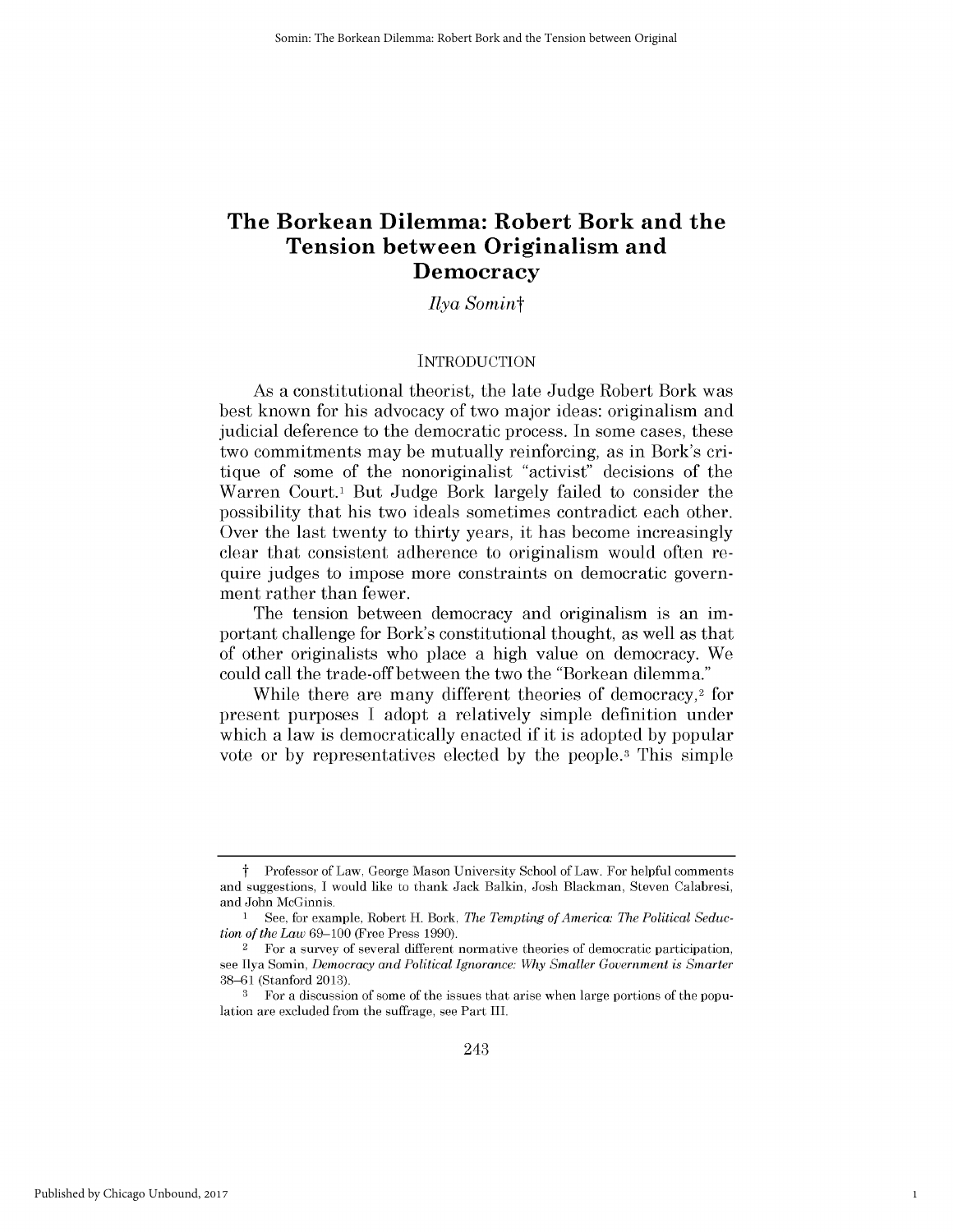# The Borkean Dilemma: Robert Bork and the Tension between Originalism and Democracy

*Ilya Somin*†

## INTRODUCTION

As a constitutional theorist, the late Judge Robert Bork was best known for his advocacy of two major ideas: originalism and judicial deference to the democratic process. In some cases, these two commitments may be mutually reinforcing, as in Bork's critique of some of the nonoriginalist "activist" decisions of the Warren Court.[1] But Judge Bork largely failed to consider the possibility that his two ideals sometimes contradict each other. Over the last twenty to thirty years, it has become increasingly clear that consistent adherence to originalism would often require judges to impose more constraints on democratic government rather than fewer.

The tension between democracy and originalism is an important challenge for Bork's constitutional thought, as well as that of other originalists who place a high value on democracy. We could call the trade-off between the two the "Borkean dilemma."

While there are many different theories of democracy,[2] for present purposes I adopt a relatively simple definition under which a law is democratically enacted if it is adopted by popular vote or by representatives elected by the people.[3] This simple

---

† Professor of Law, George Mason University School of Law. For helpful comments and suggestions, I would like to thank Jack Balkin, Josh Blackman, Steven Calabresi, and John McGinnis.

1 See, for example, Robert H. Bork, *The Tempting of America: The Political Seduction of the Law* 69–100 (Free Press 1990).

2 For a survey of several different normative theories of democratic participation, see Ilya Somin, *Democracy and Political Ignorance: Why Smaller Government is Smarter* 38–61 (Stanford 2013).

3 For a discussion of some of the issues that arise when large portions of the population are excluded from the suffrage, see Part III.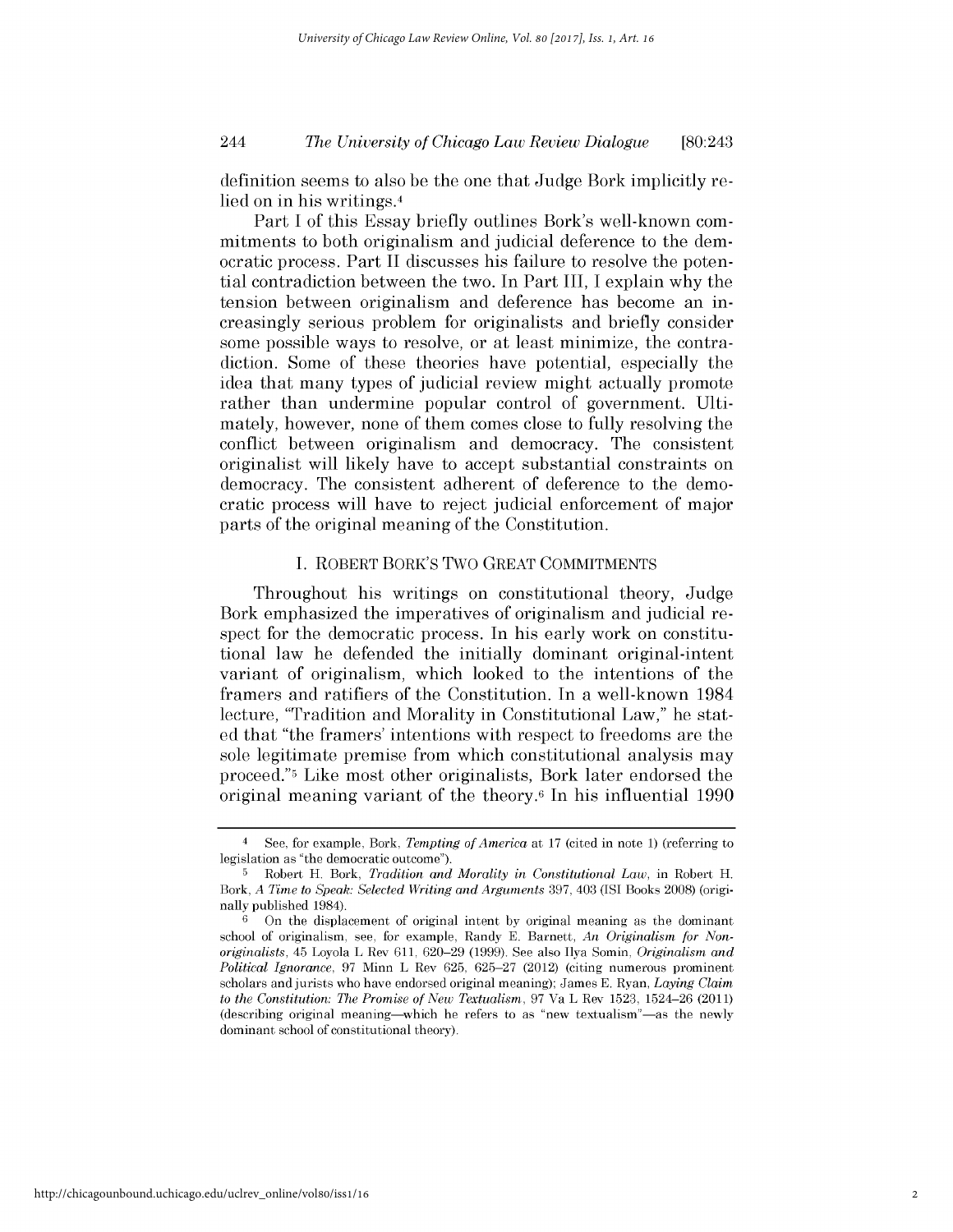definition seems to also be the one that Judge Bork implicitly relied on in his writings.[4]

Part I of this Essay briefly outlines Bork's well-known commitments to both originalism and judicial deference to the democratic process. Part II discusses his failure to resolve the potential contradiction between the two. In Part III, I explain why the tension between originalism and deference has become an increasingly serious problem for originalists and briefly consider some possible ways to resolve, or at least minimize, the contradiction. Some of these theories have potential, especially the idea that many types of judicial review might actually promote rather than undermine popular control of government. Ultimately, however, none of them comes close to fully resolving the conflict between originalism and democracy. The consistent originalist will likely have to accept substantial constraints on democracy. The consistent adherent of deference to the democratic process will have to reject judicial enforcement of major parts of the original meaning of the Constitution.

## I. ROBERT BORK'S TWO GREAT COMMITMENTS

Throughout his writings on constitutional theory, Judge Bork emphasized the imperatives of originalism and judicial respect for the democratic process. In his early work on constitutional law he defended the initially dominant original-intent variant of originalism, which looked to the intentions of the framers and ratifiers of the Constitution. In a well-known 1984 lecture, "Tradition and Morality in Constitutional Law," he stated that "the framers' intentions with respect to freedoms are the sole legitimate premise from which constitutional analysis may proceed."[5] Like most other originalists, Bork later endorsed the original meaning variant of the theory.[6] In his influential 1990

---

[4] See, for example, Bork, *Tempting of America* at 17 (cited in note 1) (referring to legislation as "the democratic outcome").

[5] Robert H. Bork, *Tradition and Morality in Constitutional Law*, in Robert H. Bork, *A Time to Speak: Selected Writing and Arguments* 397, 403 (ISI Books 2008) (originally published 1984).

[6] On the displacement of original intent by original meaning as the dominant school of originalism, see, for example, Randy E. Barnett, *An Originalism for Nonoriginalists*, 45 Loyola L Rev 611, 620–29 (1999). See also Ilya Somin, *Originalism and Political Ignorance*, 97 Minn L Rev 625, 625–27 (2012) (citing numerous prominent scholars and jurists who have endorsed original meaning); James E. Ryan, *Laying Claim to the Constitution: The Promise of New Textualism*, 97 Va L Rev 1523, 1524–26 (2011) (describing original meaning—which he refers to as "new textualism"—as the newly dominant school of constitutional theory).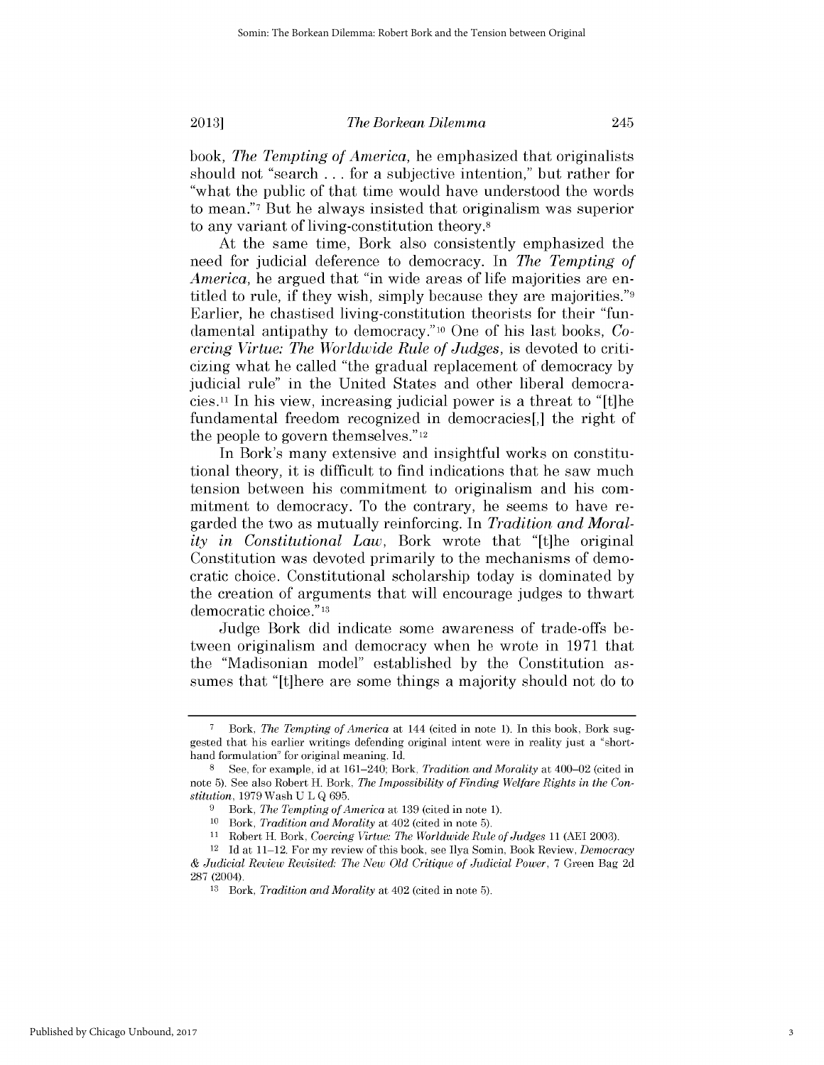book, *The Tempting of America,* he emphasized that originalists should not "search . . . for a subjective intention," but rather for "what the public of that time would have understood the words to mean."[7] But he always insisted that originalism was superior to any variant of living-constitution theory.[8]

At the same time, Bork also consistently emphasized the need for judicial deference to democracy. In *The Tempting of America,* he argued that "in wide areas of life majorities are entitled to rule, if they wish, simply because they are majorities."[9] Earlier, he chastised living-constitution theorists for their "fundamental antipathy to democracy."[10] One of his last books, *Coercing Virtue: The Worldwide Rule of Judges,* is devoted to criticizing what he called "the gradual replacement of democracy by judicial rule" in the United States and other liberal democracies.[11] In his view, increasing judicial power is a threat to "[t]he fundamental freedom recognized in democracies[,] the right of the people to govern themselves."[12]

In Bork's many extensive and insightful works on constitutional theory, it is difficult to find indications that he saw much tension between his commitment to originalism and his commitment to democracy. To the contrary, he seems to have regarded the two as mutually reinforcing. In *Tradition and Morality in Constitutional Law,* Bork wrote that "[t]he original Constitution was devoted primarily to the mechanisms of democratic choice. Constitutional scholarship today is dominated by the creation of arguments that will encourage judges to thwart democratic choice."[13]

Judge Bork did indicate some awareness of trade-offs between originalism and democracy when he wrote in 1971 that the "Madisonian model" established by the Constitution assumes that "[t]here are some things a majority should not do to

---

7 Bork, *The Tempting of America* at 144 (cited in note 1). In this book, Bork suggested that his earlier writings defending original intent were in reality just a "shorthand formulation" for original meaning. Id.

8 See, for example, id at 161–240; Bork, *Tradition and Morality* at 400–02 (cited in note 5). See also Robert H. Bork, *The Impossibility of Finding Welfare Rights in the Constitution,* 1979 Wash U L Q 695.

9 Bork, *The Tempting of America* at 139 (cited in note 1).

10 Bork, *Tradition and Morality* at 402 (cited in note 5).

11 Robert H. Bork, *Coercing Virtue: The Worldwide Rule of Judges* 11 (AEI 2003).

12 Id at 11–12. For my review of this book, see Ilya Somin, Book Review, *Democracy & Judicial Review Revisited: The New Old Critique of Judicial Power,* 7 Green Bag 2d 287 (2004).

13 Bork, *Tradition and Morality* at 402 (cited in note 5).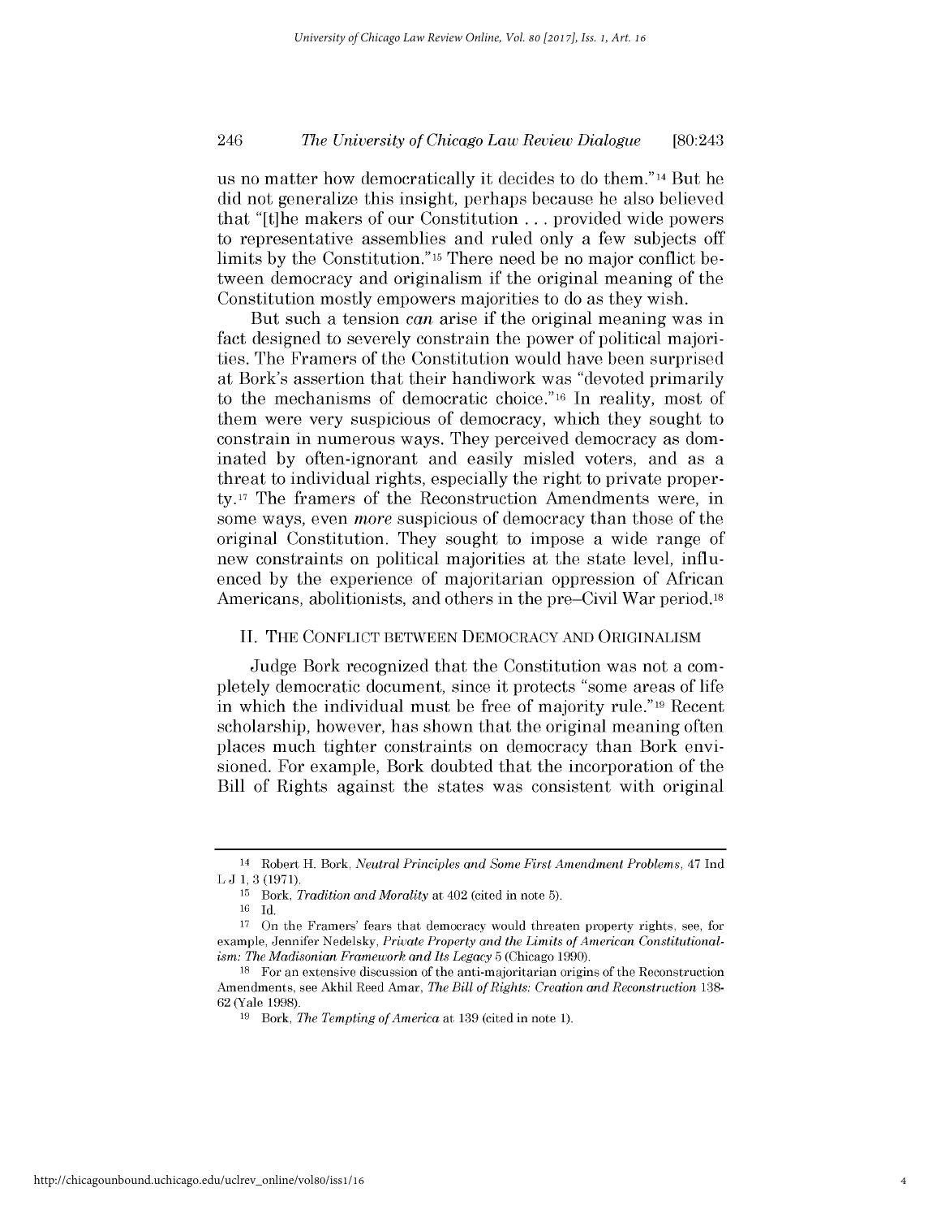us no matter how democratically it decides to do them."[14] But he did not generalize this insight, perhaps because he also believed that "[t]he makers of our Constitution . . . provided wide powers to representative assemblies and ruled only a few subjects off limits by the Constitution."[15] There need be no major conflict between democracy and originalism if the original meaning of the Constitution mostly empowers majorities to do as they wish.

But such a tension *can* arise if the original meaning was in fact designed to severely constrain the power of political majorities. The Framers of the Constitution would have been surprised at Bork's assertion that their handiwork was "devoted primarily to the mechanisms of democratic choice."[16] In reality, most of them were very suspicious of democracy, which they sought to constrain in numerous ways. They perceived democracy as dominated by often-ignorant and easily misled voters, and as a threat to individual rights, especially the right to private property.[17] The framers of the Reconstruction Amendments were, in some ways, even *more* suspicious of democracy than those of the original Constitution. They sought to impose a wide range of new constraints on political majorities at the state level, influenced by the experience of majoritarian oppression of African Americans, abolitionists, and others in the pre–Civil War period.[18]

## II. THE CONFLICT BETWEEN DEMOCRACY AND ORIGINALISM

Judge Bork recognized that the Constitution was not a completely democratic document, since it protects "some areas of life in which the individual must be free of majority rule."[19] Recent scholarship, however, has shown that the original meaning often places much tighter constraints on democracy than Bork envisioned. For example, Bork doubted that the incorporation of the Bill of Rights against the states was consistent with original

---

[14] Robert H. Bork, *Neutral Principles and Some First Amendment Problems*, 47 Ind L J 1, 3 (1971).

[15] Bork, *Tradition and Morality* at 402 (cited in note 5).

[16] Id.

[17] On the Framers' fears that democracy would threaten property rights, see, for example, Jennifer Nedelsky, *Private Property and the Limits of American Constitutionalism: The Madisonian Framework and Its Legacy* 5 (Chicago 1990).

[18] For an extensive discussion of the anti-majoritarian origins of the Reconstruction Amendments, see Akhil Reed Amar, *The Bill of Rights: Creation and Reconstruction* 138-62 (Yale 1998).

[19] Bork, *The Tempting of America* at 139 (cited in note 1).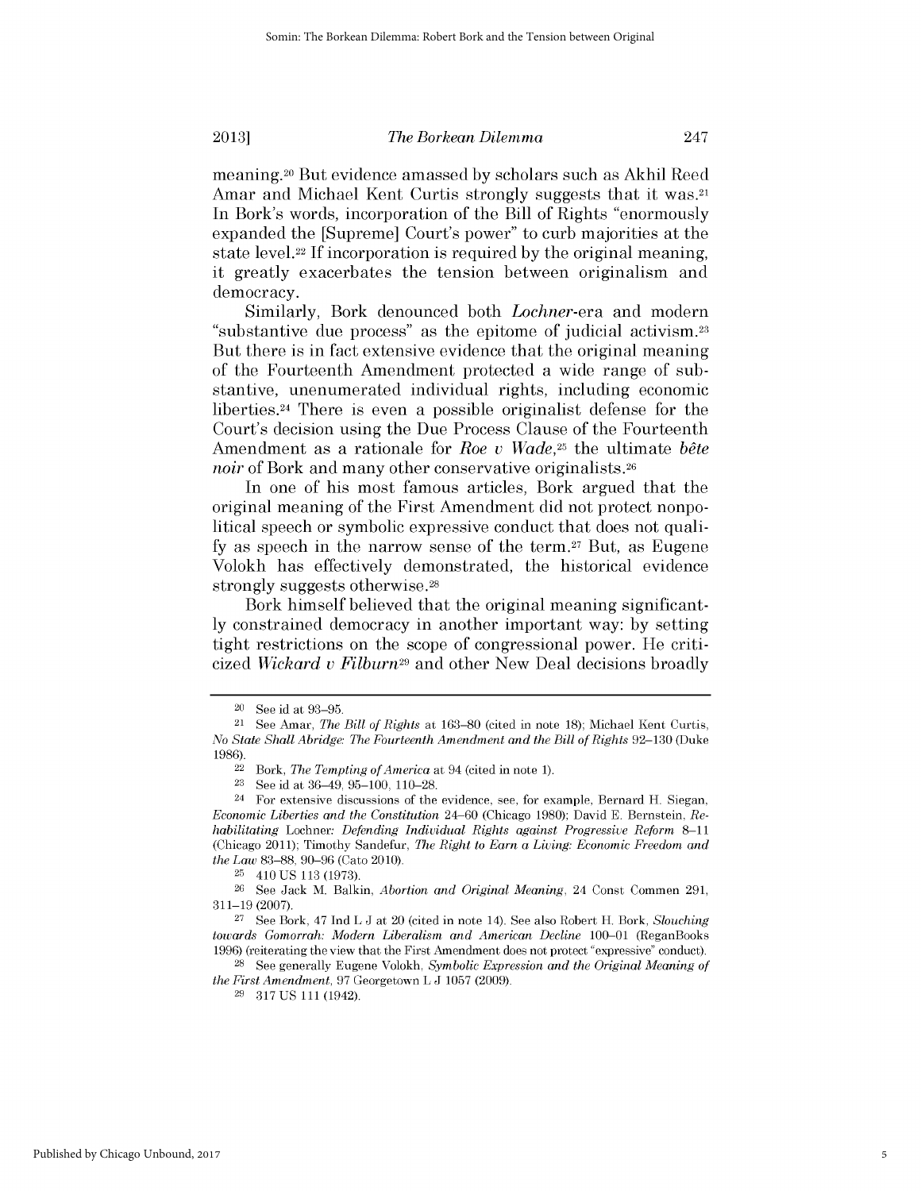meaning.[20] But evidence amassed by scholars such as Akhil Reed Amar and Michael Kent Curtis strongly suggests that it was.[21] In Bork's words, incorporation of the Bill of Rights "enormously expanded the [Supreme] Court's power" to curb majorities at the state level.[22] If incorporation is required by the original meaning, it greatly exacerbates the tension between originalism and democracy.

Similarly, Bork denounced both *Lochner*-era and modern "substantive due process" as the epitome of judicial activism.[23] But there is in fact extensive evidence that the original meaning of the Fourteenth Amendment protected a wide range of substantive, unenumerated individual rights, including economic liberties.[24] There is even a possible originalist defense for the Court's decision using the Due Process Clause of the Fourteenth Amendment as a rationale for *Roe v Wade*,[25] the ultimate *bête noir* of Bork and many other conservative originalists.[26]

In one of his most famous articles, Bork argued that the original meaning of the First Amendment did not protect nonpolitical speech or symbolic expressive conduct that does not qualify as speech in the narrow sense of the term.[27] But, as Eugene Volokh has effectively demonstrated, the historical evidence strongly suggests otherwise.[28]

Bork himself believed that the original meaning significantly constrained democracy in another important way: by setting tight restrictions on the scope of congressional power. He criticized *Wickard v Filburn*[29] and other New Deal decisions broadly

---

[20] See id at 93–95.

[21] See Amar, *The Bill of Rights* at 163–80 (cited in note 18); Michael Kent Curtis, *No State Shall Abridge: The Fourteenth Amendment and the Bill of Rights* 92–130 (Duke 1986).

[22] Bork, *The Tempting of America* at 94 (cited in note 1).

[23] See id at 36–49, 95–100, 110–28.

[24] For extensive discussions of the evidence, see, for example, Bernard H. Siegan, *Economic Liberties and the Constitution* 24–60 (Chicago 1980); David E. Bernstein, *Rehabilitating* Lochner*: Defending Individual Rights against Progressive Reform* 8–11 (Chicago 2011); Timothy Sandefur, *The Right to Earn a Living: Economic Freedom and the Law* 83–88, 90–96 (Cato 2010).

[25] 410 US 113 (1973).

[26] See Jack M. Balkin, *Abortion and Original Meaning*, 24 Const Commen 291, 311–19 (2007).

[27] See Bork, 47 Ind L J at 20 (cited in note 14). See also Robert H. Bork, *Slouching towards Gomorrah: Modern Liberalism and American Decline* 100–01 (ReganBooks 1996) (reiterating the view that the First Amendment does not protect "expressive" conduct).

[28] See generally Eugene Volokh, *Symbolic Expression and the Original Meaning of the First Amendment*, 97 Georgetown L J 1057 (2009).

[29] 317 US 111 (1942).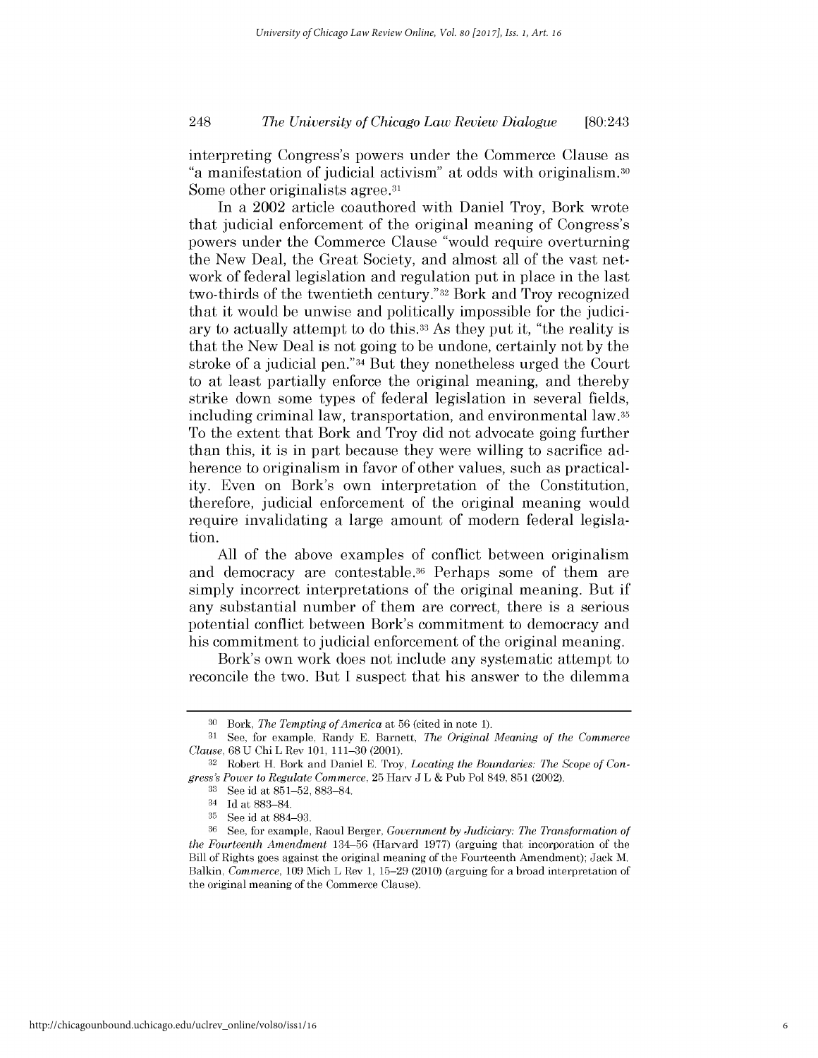interpreting Congress's powers under the Commerce Clause as "a manifestation of judicial activism" at odds with originalism.[30] Some other originalists agree.[31]

In a 2002 article coauthored with Daniel Troy, Bork wrote that judicial enforcement of the original meaning of Congress's powers under the Commerce Clause "would require overturning the New Deal, the Great Society, and almost all of the vast network of federal legislation and regulation put in place in the last two-thirds of the twentieth century."[32] Bork and Troy recognized that it would be unwise and politically impossible for the judiciary to actually attempt to do this.[33] As they put it, "the reality is that the New Deal is not going to be undone, certainly not by the stroke of a judicial pen."[34] But they nonetheless urged the Court to at least partially enforce the original meaning, and thereby strike down some types of federal legislation in several fields, including criminal law, transportation, and environmental law.[35] To the extent that Bork and Troy did not advocate going further than this, it is in part because they were willing to sacrifice adherence to originalism in favor of other values, such as practicality. Even on Bork's own interpretation of the Constitution, therefore, judicial enforcement of the original meaning would require invalidating a large amount of modern federal legislation.

All of the above examples of conflict between originalism and democracy are contestable.[36] Perhaps some of them are simply incorrect interpretations of the original meaning. But if any substantial number of them are correct, there is a serious potential conflict between Bork's commitment to democracy and his commitment to judicial enforcement of the original meaning.

Bork's own work does not include any systematic attempt to reconcile the two. But I suspect that his answer to the dilemma

---

[30] Bork, *The Tempting of America* at 56 (cited in note 1).

[31] See, for example, Randy E. Barnett, *The Original Meaning of the Commerce Clause*, 68 U Chi L Rev 101, 111–30 (2001).

[32] Robert H. Bork and Daniel E. Troy, *Locating the Boundaries: The Scope of Congress's Power to Regulate Commerce*, 25 Harv J L & Pub Pol 849, 851 (2002).

[33] See id at 851–52, 883–84.

[34] Id at 883–84.

[35] See id at 884–93.

[36] See, for example, Raoul Berger, *Government by Judiciary: The Transformation of the Fourteenth Amendment* 134–56 (Harvard 1977) (arguing that incorporation of the Bill of Rights goes against the original meaning of the Fourteenth Amendment); Jack M. Balkin, *Commerce*, 109 Mich L Rev 1, 15–29 (2010) (arguing for a broad interpretation of the original meaning of the Commerce Clause).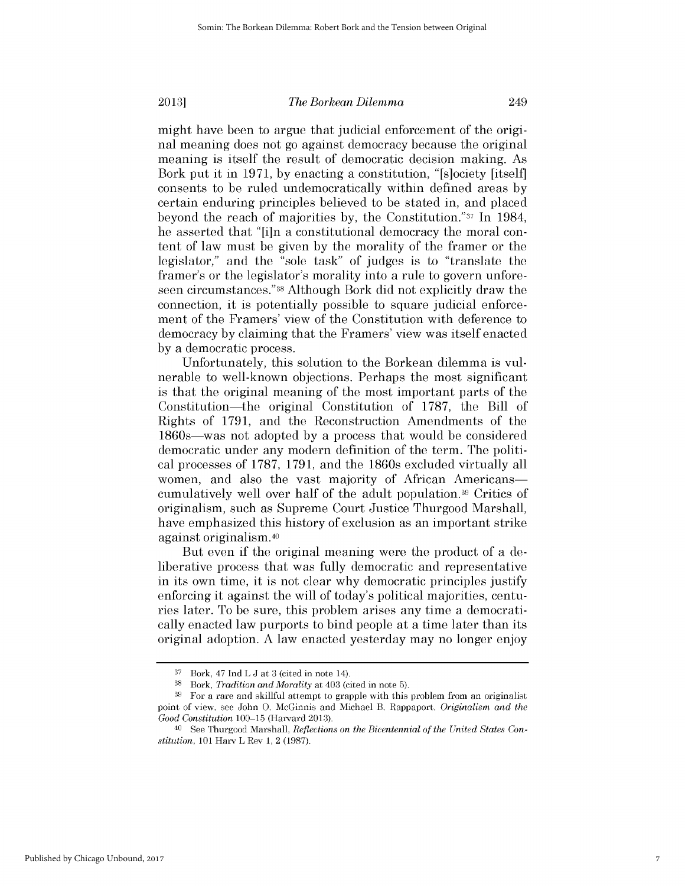might have been to argue that judicial enforcement of the original meaning does not go against democracy because the original meaning is itself the result of democratic decision making. As Bork put it in 1971, by enacting a constitution, "[s]ociety [itself] consents to be ruled undemocratically within defined areas by certain enduring principles believed to be stated in, and placed beyond the reach of majorities by, the Constitution."[37] In 1984, he asserted that "[i]n a constitutional democracy the moral content of law must be given by the morality of the framer or the legislator," and the "sole task" of judges is to "translate the framer's or the legislator's morality into a rule to govern unforeseen circumstances."[38] Although Bork did not explicitly draw the connection, it is potentially possible to square judicial enforcement of the Framers' view of the Constitution with deference to democracy by claiming that the Framers' view was itself enacted by a democratic process.

Unfortunately, this solution to the Borkean dilemma is vulnerable to well-known objections. Perhaps the most significant is that the original meaning of the most important parts of the Constitution—the original Constitution of 1787, the Bill of Rights of 1791, and the Reconstruction Amendments of the 1860s—was not adopted by a process that would be considered democratic under any modern definition of the term. The political processes of 1787, 1791, and the 1860s excluded virtually all women, and also the vast majority of African Americans—cumulatively well over half of the adult population.[39] Critics of originalism, such as Supreme Court Justice Thurgood Marshall, have emphasized this history of exclusion as an important strike against originalism.[40]

But even if the original meaning were the product of a deliberative process that was fully democratic and representative in its own time, it is not clear why democratic principles justify enforcing it against the will of today's political majorities, centuries later. To be sure, this problem arises any time a democratically enacted law purports to bind people at a time later than its original adoption. A law enacted yesterday may no longer enjoy

---

[37] Bork, 47 Ind L J at 3 (cited in note 14).

[38] Bork, *Tradition and Morality* at 403 (cited in note 5).

[39] For a rare and skillful attempt to grapple with this problem from an originalist point of view, see John O. McGinnis and Michael B. Rappaport, *Originalism and the Good Constitution* 100–15 (Harvard 2013).

[40] See Thurgood Marshall, *Reflections on the Bicentennial of the United States Constitution*, 101 Harv L Rev 1, 2 (1987).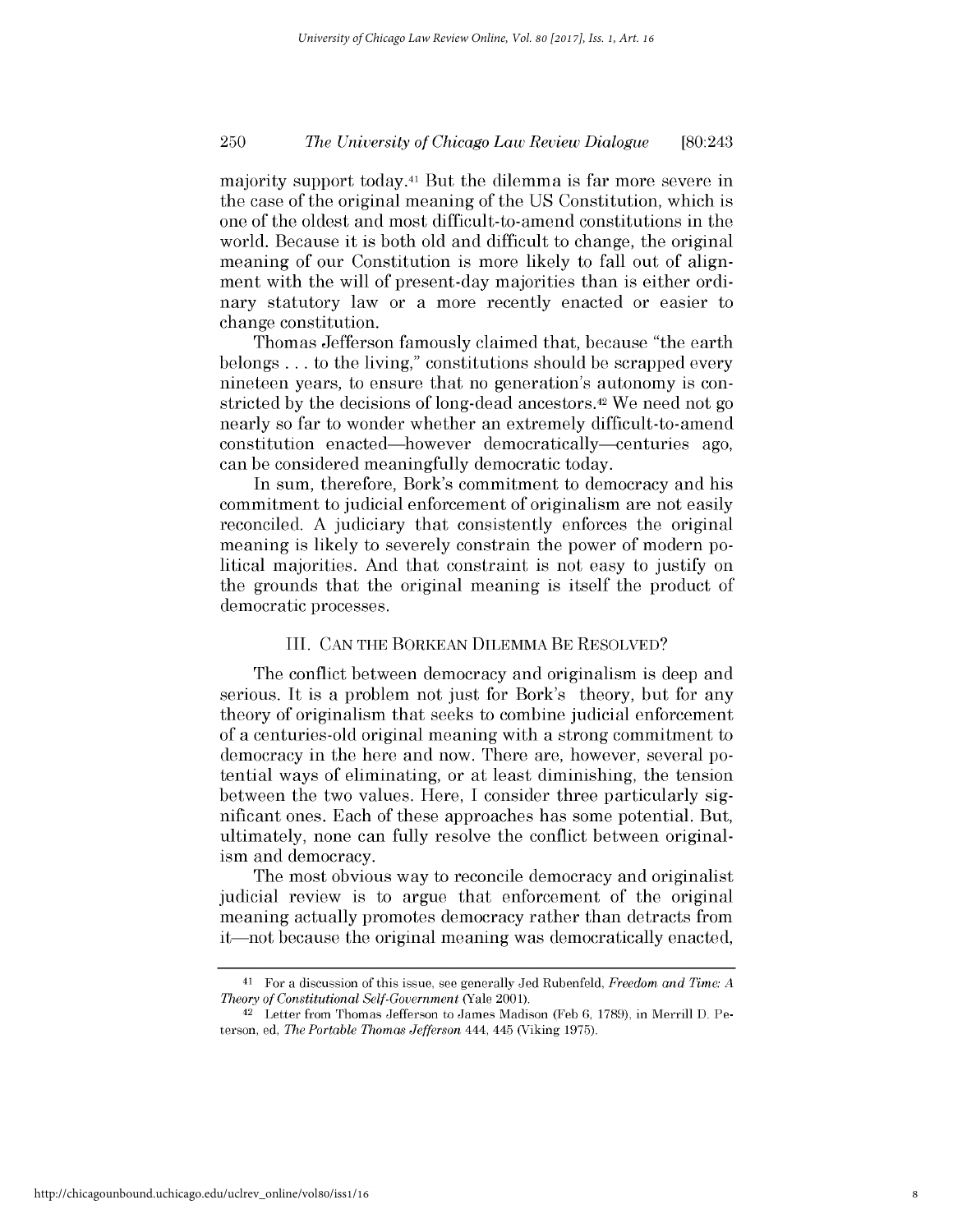majority support today.[41] But the dilemma is far more severe in the case of the original meaning of the US Constitution, which is one of the oldest and most difficult-to-amend constitutions in the world. Because it is both old and difficult to change, the original meaning of our Constitution is more likely to fall out of alignment with the will of present-day majorities than is either ordinary statutory law or a more recently enacted or easier to change constitution.

Thomas Jefferson famously claimed that, because "the earth belongs . . . to the living," constitutions should be scrapped every nineteen years, to ensure that no generation's autonomy is constricted by the decisions of long-dead ancestors.[42] We need not go nearly so far to wonder whether an extremely difficult-to-amend constitution enacted—however democratically—centuries ago, can be considered meaningfully democratic today.

In sum, therefore, Bork's commitment to democracy and his commitment to judicial enforcement of originalism are not easily reconciled. A judiciary that consistently enforces the original meaning is likely to severely constrain the power of modern political majorities. And that constraint is not easy to justify on the grounds that the original meaning is itself the product of democratic processes.

## III. CAN THE BORKEAN DILEMMA BE RESOLVED?

The conflict between democracy and originalism is deep and serious. It is a problem not just for Bork's theory, but for any theory of originalism that seeks to combine judicial enforcement of a centuries-old original meaning with a strong commitment to democracy in the here and now. There are, however, several potential ways of eliminating, or at least diminishing, the tension between the two values. Here, I consider three particularly significant ones. Each of these approaches has some potential. But, ultimately, none can fully resolve the conflict between originalism and democracy.

The most obvious way to reconcile democracy and originalist judicial review is to argue that enforcement of the original meaning actually promotes democracy rather than detracts from it—not because the original meaning was democratically enacted,

---

41 For a discussion of this issue, see generally Jed Rubenfeld, *Freedom and Time: A Theory of Constitutional Self-Government* (Yale 2001).

42 Letter from Thomas Jefferson to James Madison (Feb 6, 1789), in Merrill D. Peterson, ed, *The Portable Thomas Jefferson* 444, 445 (Viking 1975).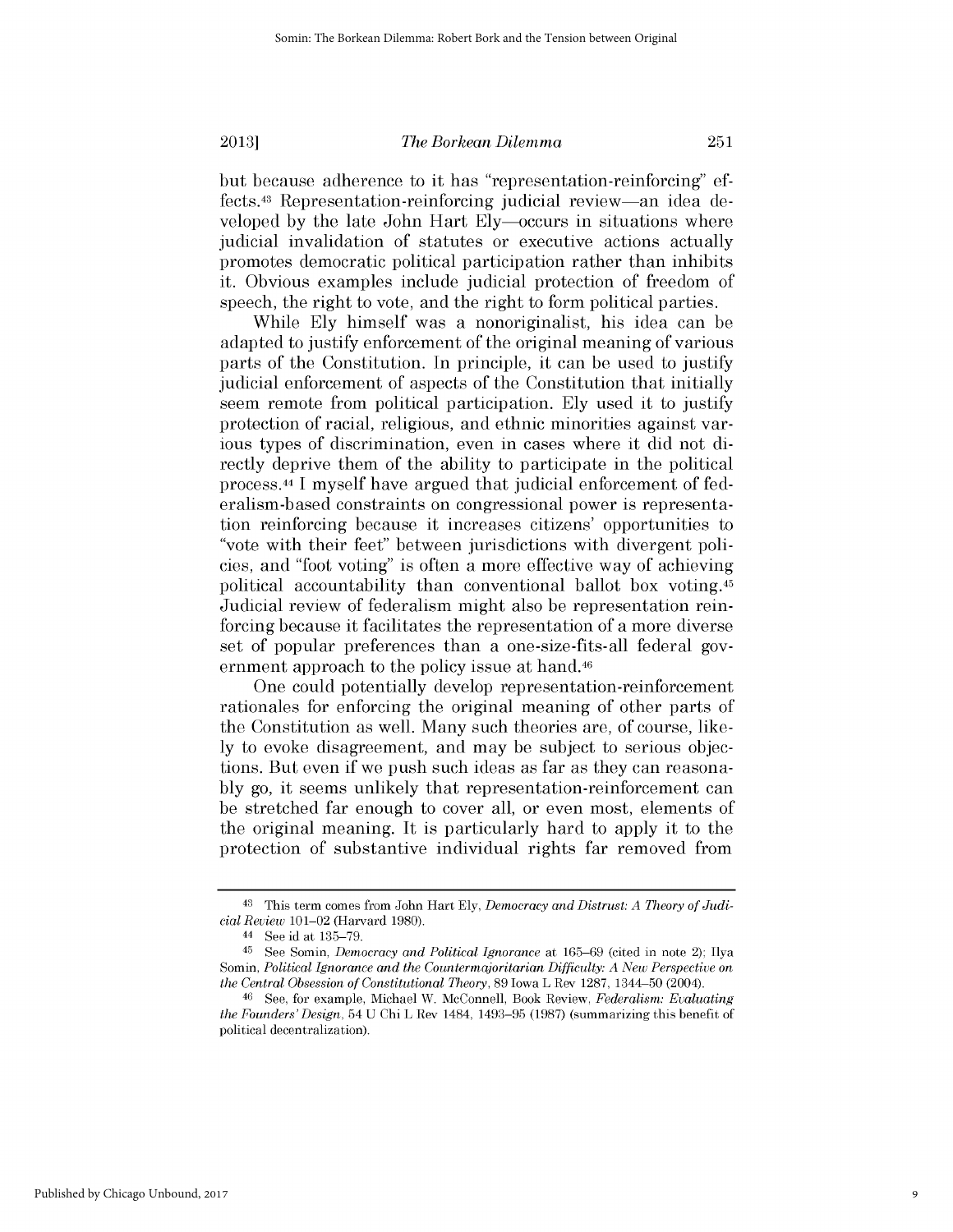but because adherence to it has "representation-reinforcing" effects.[43] Representation-reinforcing judicial review—an idea developed by the late John Hart Ely—occurs in situations where judicial invalidation of statutes or executive actions actually promotes democratic political participation rather than inhibits it. Obvious examples include judicial protection of freedom of speech, the right to vote, and the right to form political parties.

While Ely himself was a nonoriginalist, his idea can be adapted to justify enforcement of the original meaning of various parts of the Constitution. In principle, it can be used to justify judicial enforcement of aspects of the Constitution that initially seem remote from political participation. Ely used it to justify protection of racial, religious, and ethnic minorities against various types of discrimination, even in cases where it did not directly deprive them of the ability to participate in the political process.[44] I myself have argued that judicial enforcement of federalism-based constraints on congressional power is representation reinforcing because it increases citizens' opportunities to "vote with their feet" between jurisdictions with divergent policies, and "foot voting" is often a more effective way of achieving political accountability than conventional ballot box voting.[45] Judicial review of federalism might also be representation reinforcing because it facilitates the representation of a more diverse set of popular preferences than a one-size-fits-all federal government approach to the policy issue at hand.[46]

One could potentially develop representation-reinforcement rationales for enforcing the original meaning of other parts of the Constitution as well. Many such theories are, of course, likely to evoke disagreement, and may be subject to serious objections. But even if we push such ideas as far as they can reasonably go, it seems unlikely that representation-reinforcement can be stretched far enough to cover all, or even most, elements of the original meaning. It is particularly hard to apply it to the protection of substantive individual rights far removed from

---

[43] This term comes from John Hart Ely, *Democracy and Distrust: A Theory of Judicial Review* 101–02 (Harvard 1980).

[44] See id at 135–79.

[45] See Somin, *Democracy and Political Ignorance* at 165–69 (cited in note 2); Ilya Somin, *Political Ignorance and the Countermajoritarian Difficulty: A New Perspective on the Central Obsession of Constitutional Theory*, 89 Iowa L Rev 1287, 1344–50 (2004).

[46] See, for example, Michael W. McConnell, Book Review, *Federalism: Evaluating the Founders' Design*, 54 U Chi L Rev 1484, 1493–95 (1987) (summarizing this benefit of political decentralization).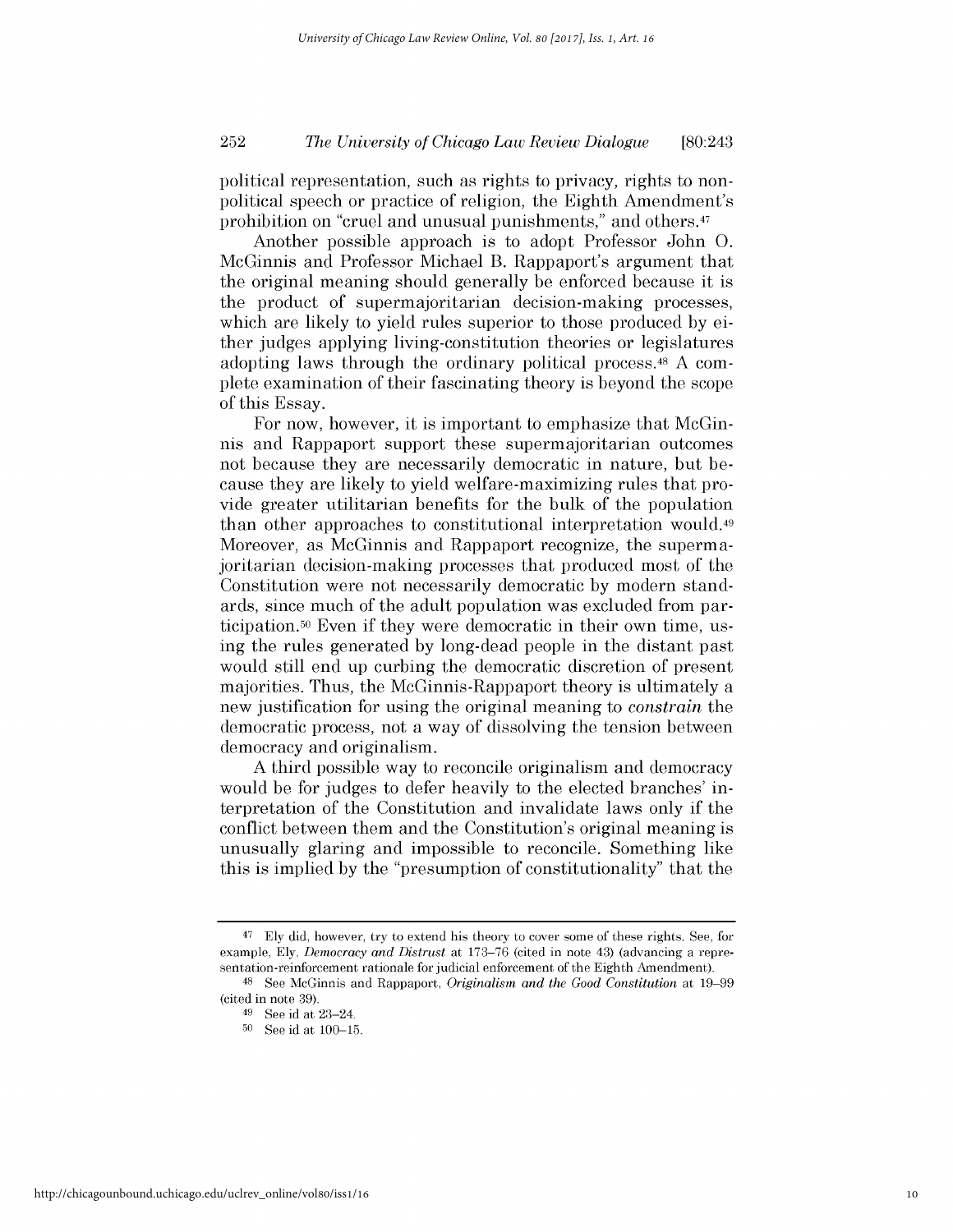political representation, such as rights to privacy, rights to nonpolitical speech or practice of religion, the Eighth Amendment's prohibition on "cruel and unusual punishments," and others.[47]

Another possible approach is to adopt Professor John O. McGinnis and Professor Michael B. Rappaport's argument that the original meaning should generally be enforced because it is the product of supermajoritarian decision-making processes, which are likely to yield rules superior to those produced by either judges applying living-constitution theories or legislatures adopting laws through the ordinary political process.[48] A complete examination of their fascinating theory is beyond the scope of this Essay.

For now, however, it is important to emphasize that McGinnis and Rappaport support these supermajoritarian outcomes not because they are necessarily democratic in nature, but because they are likely to yield welfare-maximizing rules that provide greater utilitarian benefits for the bulk of the population than other approaches to constitutional interpretation would.[49] Moreover, as McGinnis and Rappaport recognize, the supermajoritarian decision-making processes that produced most of the Constitution were not necessarily democratic by modern standards, since much of the adult population was excluded from participation.[50] Even if they were democratic in their own time, using the rules generated by long-dead people in the distant past would still end up curbing the democratic discretion of present majorities. Thus, the McGinnis-Rappaport theory is ultimately a new justification for using the original meaning to *constrain* the democratic process, not a way of dissolving the tension between democracy and originalism.

A third possible way to reconcile originalism and democracy would be for judges to defer heavily to the elected branches' interpretation of the Constitution and invalidate laws only if the conflict between them and the Constitution's original meaning is unusually glaring and impossible to reconcile. Something like this is implied by the "presumption of constitutionality" that the

---

[47] Ely did, however, try to extend his theory to cover some of these rights. See, for example, Ely, *Democracy and Distrust* at 173–76 (cited in note 43) (advancing a representation-reinforcement rationale for judicial enforcement of the Eighth Amendment).

[48] See McGinnis and Rappaport, *Originalism and the Good Constitution* at 19–99 (cited in note 39).

[49] See id at 23–24.

[50] See id at 100–15.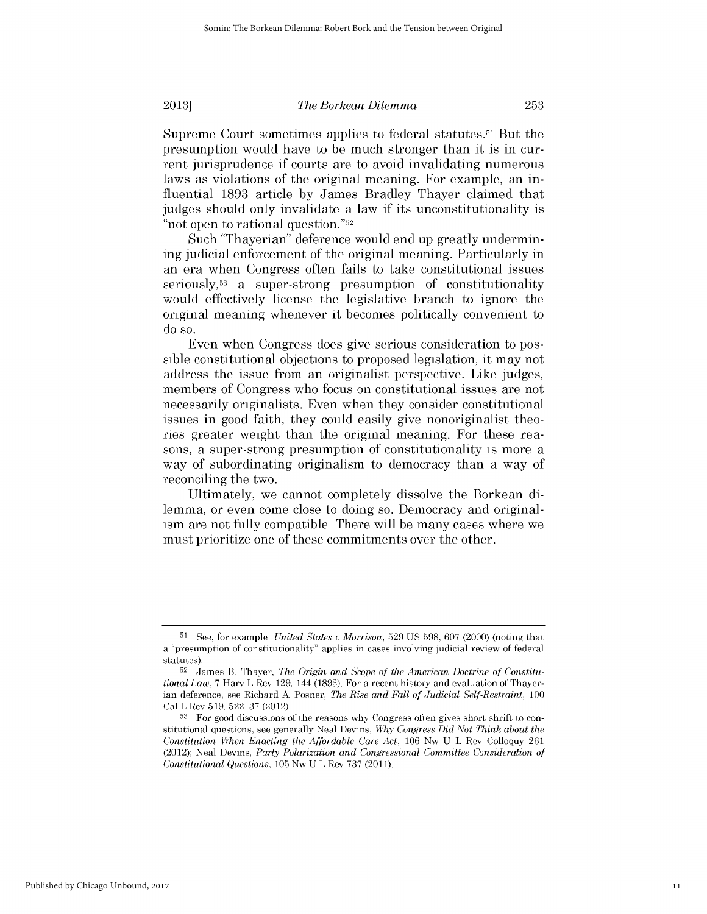Supreme Court sometimes applies to federal statutes.[51] But the presumption would have to be much stronger than it is in current jurisprudence if courts are to avoid invalidating numerous laws as violations of the original meaning. For example, an influential 1893 article by James Bradley Thayer claimed that judges should only invalidate a law if its unconstitutionality is "not open to rational question."[52]

Such "Thayerian" deference would end up greatly undermining judicial enforcement of the original meaning. Particularly in an era when Congress often fails to take constitutional issues seriously,[53] a super-strong presumption of constitutionality would effectively license the legislative branch to ignore the original meaning whenever it becomes politically convenient to do so.

Even when Congress does give serious consideration to possible constitutional objections to proposed legislation, it may not address the issue from an originalist perspective. Like judges, members of Congress who focus on constitutional issues are not necessarily originalists. Even when they consider constitutional issues in good faith, they could easily give nonoriginalist theories greater weight than the original meaning. For these reasons, a super-strong presumption of constitutionality is more a way of subordinating originalism to democracy than a way of reconciling the two.

Ultimately, we cannot completely dissolve the Borkean dilemma, or even come close to doing so. Democracy and originalism are not fully compatible. There will be many cases where we must prioritize one of these commitments over the other.

---

[51] See, for example, *United States v Morrison*, 529 US 598, 607 (2000) (noting that a "presumption of constitutionality" applies in cases involving judicial review of federal statutes).

[52] James B. Thayer, *The Origin and Scope of the American Doctrine of Constitutional Law*, 7 Harv L Rev 129, 144 (1893). For a recent history and evaluation of Thayerian deference, see Richard A. Posner, *The Rise and Fall of Judicial Self-Restraint*, 100 Cal L Rev 519, 522–37 (2012).

[53] For good discussions of the reasons why Congress often gives short shrift to constitutional questions, see generally Neal Devins, *Why Congress Did Not Think about the Constitution When Enacting the Affordable Care Act*, 106 Nw U L Rev Colloquy 261 (2012); Neal Devins, *Party Polarization and Congressional Committee Consideration of Constitutional Questions*, 105 Nw U L Rev 737 (2011).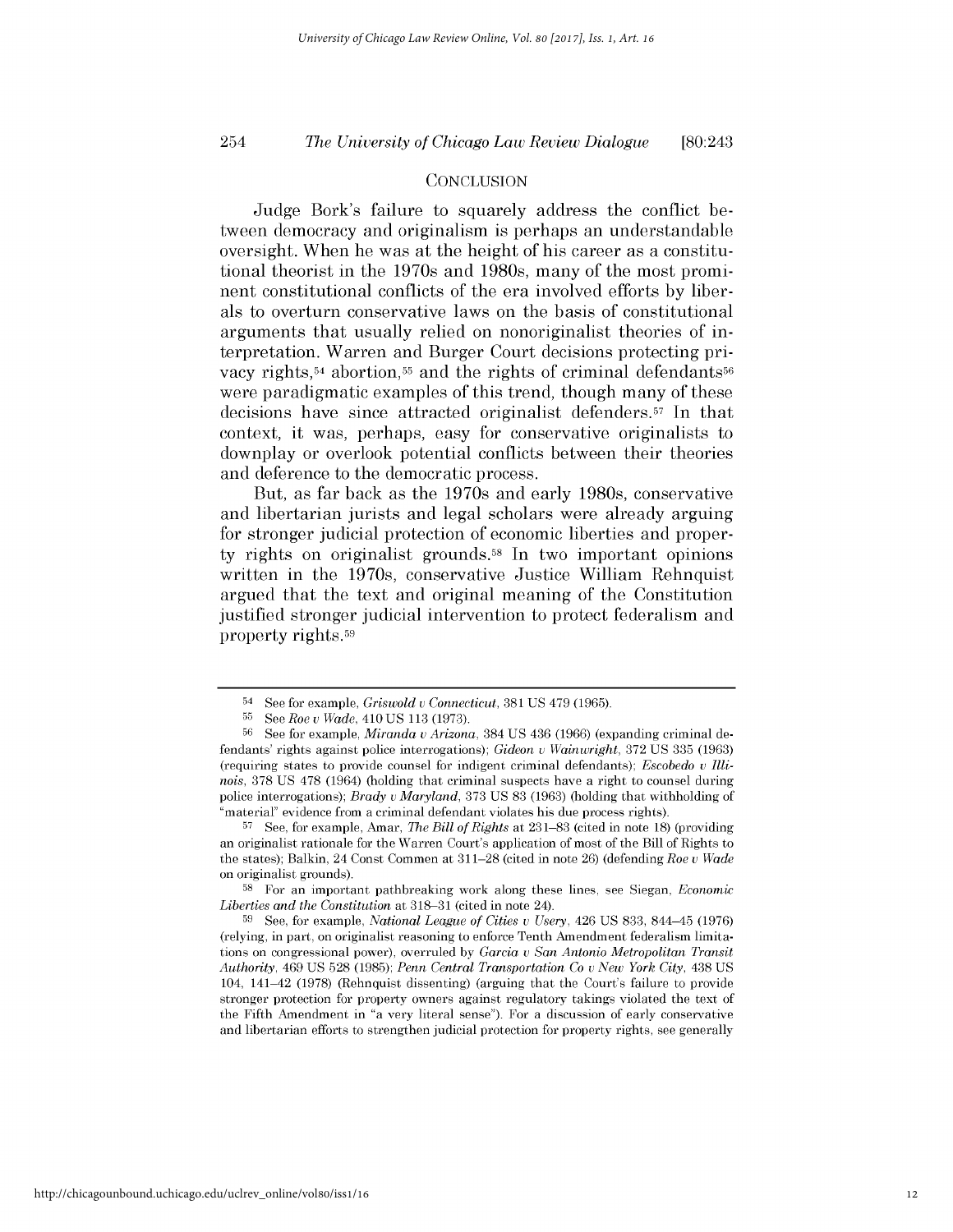## CONCLUSION

Judge Bork's failure to squarely address the conflict between democracy and originalism is perhaps an understandable oversight. When he was at the height of his career as a constitutional theorist in the 1970s and 1980s, many of the most prominent constitutional conflicts of the era involved efforts by liberals to overturn conservative laws on the basis of constitutional arguments that usually relied on nonoriginalist theories of interpretation. Warren and Burger Court decisions protecting privacy rights,[54] abortion,[55] and the rights of criminal defendants[56] were paradigmatic examples of this trend, though many of these decisions have since attracted originalist defenders.[57] In that context, it was, perhaps, easy for conservative originalists to downplay or overlook potential conflicts between their theories and deference to the democratic process.

But, as far back as the 1970s and early 1980s, conservative and libertarian jurists and legal scholars were already arguing for stronger judicial protection of economic liberties and property rights on originalist grounds.[58] In two important opinions written in the 1970s, conservative Justice William Rehnquist argued that the text and original meaning of the Constitution justified stronger judicial intervention to protect federalism and property rights.[59]

---

[54] See for example, *Griswold v Connecticut*, 381 US 479 (1965).

[55] See *Roe v Wade*, 410 US 113 (1973).

[56] See for example, *Miranda v Arizona*, 384 US 436 (1966) (expanding criminal defendants' rights against police interrogations); *Gideon v Wainwright*, 372 US 335 (1963) (requiring states to provide counsel for indigent criminal defendants); *Escobedo v Illinois*, 378 US 478 (1964) (holding that criminal suspects have a right to counsel during police interrogations); *Brady v Maryland*, 373 US 83 (1963) (holding that withholding of "material" evidence from a criminal defendant violates his due process rights).

[57] See, for example, Amar, *The Bill of Rights* at 231–83 (cited in note 18) (providing an originalist rationale for the Warren Court's application of most of the Bill of Rights to the states); Balkin, 24 Const Commen at 311–28 (cited in note 26) (defending *Roe v Wade* on originalist grounds).

[58] For an important pathbreaking work along these lines, see Siegan, *Economic Liberties and the Constitution* at 318–31 (cited in note 24).

[59] See, for example, *National League of Cities v Usery*, 426 US 833, 844–45 (1976) (relying, in part, on originalist reasoning to enforce Tenth Amendment federalism limitations on congressional power), overruled by *Garcia v San Antonio Metropolitan Transit Authority*, 469 US 528 (1985); *Penn Central Transportation Co v New York City*, 438 US 104, 141–42 (1978) (Rehnquist dissenting) (arguing that the Court's failure to provide stronger protection for property owners against regulatory takings violated the text of the Fifth Amendment in "a very literal sense"). For a discussion of early conservative and libertarian efforts to strengthen judicial protection for property rights, see generally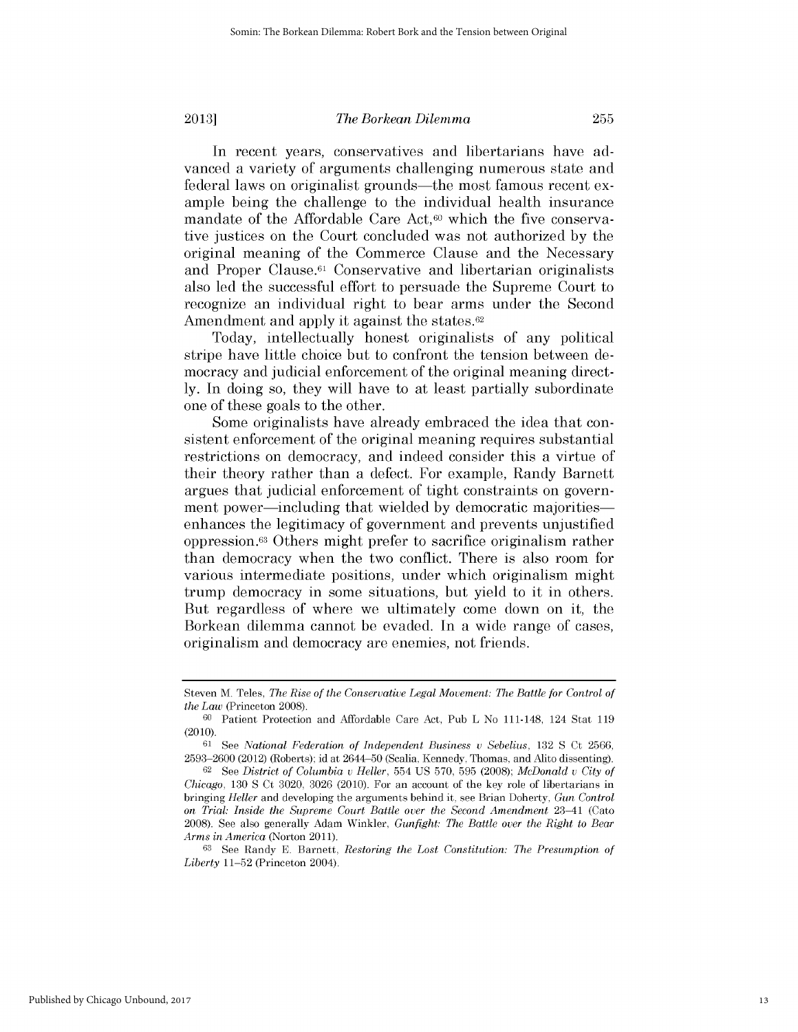In recent years, conservatives and libertarians have advanced a variety of arguments challenging numerous state and federal laws on originalist grounds—the most famous recent example being the challenge to the individual health insurance mandate of the Affordable Care Act,[60] which the five conservative justices on the Court concluded was not authorized by the original meaning of the Commerce Clause and the Necessary and Proper Clause.[61] Conservative and libertarian originalists also led the successful effort to persuade the Supreme Court to recognize an individual right to bear arms under the Second Amendment and apply it against the states.[62]

Today, intellectually honest originalists of any political stripe have little choice but to confront the tension between democracy and judicial enforcement of the original meaning directly. In doing so, they will have to at least partially subordinate one of these goals to the other.

Some originalists have already embraced the idea that consistent enforcement of the original meaning requires substantial restrictions on democracy, and indeed consider this a virtue of their theory rather than a defect. For example, Randy Barnett argues that judicial enforcement of tight constraints on government power—including that wielded by democratic majorities—enhances the legitimacy of government and prevents unjustified oppression.[63] Others might prefer to sacrifice originalism rather than democracy when the two conflict. There is also room for various intermediate positions, under which originalism might trump democracy in some situations, but yield to it in others. But regardless of where we ultimately come down on it, the Borkean dilemma cannot be evaded. In a wide range of cases, originalism and democracy are enemies, not friends.

---

Steven M. Teles, *The Rise of the Conservative Legal Movement: The Battle for Control of the Law* (Princeton 2008).

[60] Patient Protection and Affordable Care Act, Pub L No 111-148, 124 Stat 119 (2010).

[61] See *National Federation of Independent Business v Sebelius*, 132 S Ct 2566, 2593–2600 (2012) (Roberts); id at 2644–50 (Scalia, Kennedy, Thomas, and Alito dissenting).

[62] See *District of Columbia v Heller*, 554 US 570, 595 (2008); *McDonald v City of Chicago*, 130 S Ct 3020, 3026 (2010). For an account of the key role of libertarians in bringing *Heller* and developing the arguments behind it, see Brian Doherty, *Gun Control on Trial: Inside the Supreme Court Battle over the Second Amendment* 23–41 (Cato 2008). See also generally Adam Winkler, *Gunfight: The Battle over the Right to Bear Arms in America* (Norton 2011).

[63] See Randy E. Barnett, *Restoring the Lost Constitution: The Presumption of Liberty* 11–52 (Princeton 2004).